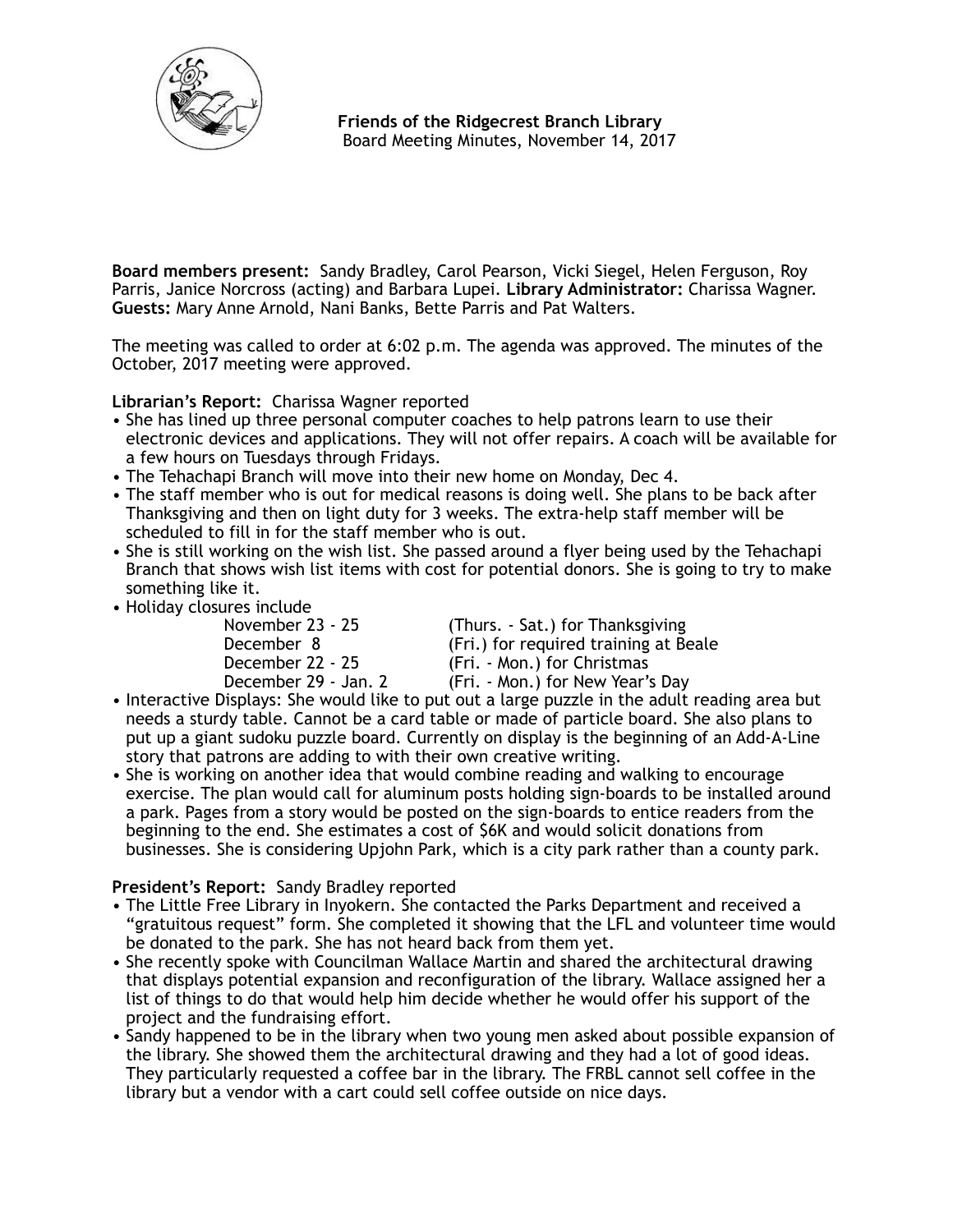**Friends of the Ridgecrest Branch Library**
Board Meeting Minutes, November 14, 2017

**Board members present:** Sandy Bradley, Carol Pearson, Vicki Siegel, Helen Ferguson, Roy Parris, Janice Norcross (acting) and Barbara Lupei. **Library Administrator:** Charissa Wagner. **Guests:** Mary Anne Arnold, Nani Banks, Bette Parris and Pat Walters.

The meeting was called to order at 6:02 p.m. The agenda was approved. The minutes of the October, 2017 meeting were approved.

**Librarian's Report:** Charissa Wagner reported

- She has lined up three personal computer coaches to help patrons learn to use their electronic devices and applications. They will not offer repairs. A coach will be available for a few hours on Tuesdays through Fridays.
- The Tehachapi Branch will move into their new home on Monday, Dec 4.
- The staff member who is out for medical reasons is doing well. She plans to be back after Thanksgiving and then on light duty for 3 weeks. The extra-help staff member will be scheduled to fill in for the staff member who is out.
- She is still working on the wish list. She passed around a flyer being used by the Tehachapi Branch that shows wish list items with cost for potential donors. She is going to try to make something like it.
- Holiday closures include

| | |
|---|---|
| November 23 - 25 | (Thurs. - Sat.) for Thanksgiving |
| December 8 | (Fri.) for required training at Beale |
| December 22 - 25 | (Fri. - Mon.) for Christmas |
| December 29 - Jan. 2 | (Fri. - Mon.) for New Year's Day |

- Interactive Displays: She would like to put out a large puzzle in the adult reading area but needs a sturdy table. Cannot be a card table or made of particle board. She also plans to put up a giant sudoku puzzle board. Currently on display is the beginning of an Add-A-Line story that patrons are adding to with their own creative writing.
- She is working on another idea that would combine reading and walking to encourage exercise. The plan would call for aluminum posts holding sign-boards to be installed around a park. Pages from a story would be posted on the sign-boards to entice readers from the beginning to the end. She estimates a cost of $6K and would solicit donations from businesses. She is considering Upjohn Park, which is a city park rather than a county park.

**President's Report:** Sandy Bradley reported

- The Little Free Library in Inyokern. She contacted the Parks Department and received a "gratuitous request" form. She completed it showing that the LFL and volunteer time would be donated to the park. She has not heard back from them yet.
- She recently spoke with Councilman Wallace Martin and shared the architectural drawing that displays potential expansion and reconfiguration of the library. Wallace assigned her a list of things to do that would help him decide whether he would offer his support of the project and the fundraising effort.
- Sandy happened to be in the library when two young men asked about possible expansion of the library. She showed them the architectural drawing and they had a lot of good ideas. They particularly requested a coffee bar in the library. The FRBL cannot sell coffee in the library but a vendor with a cart could sell coffee outside on nice days.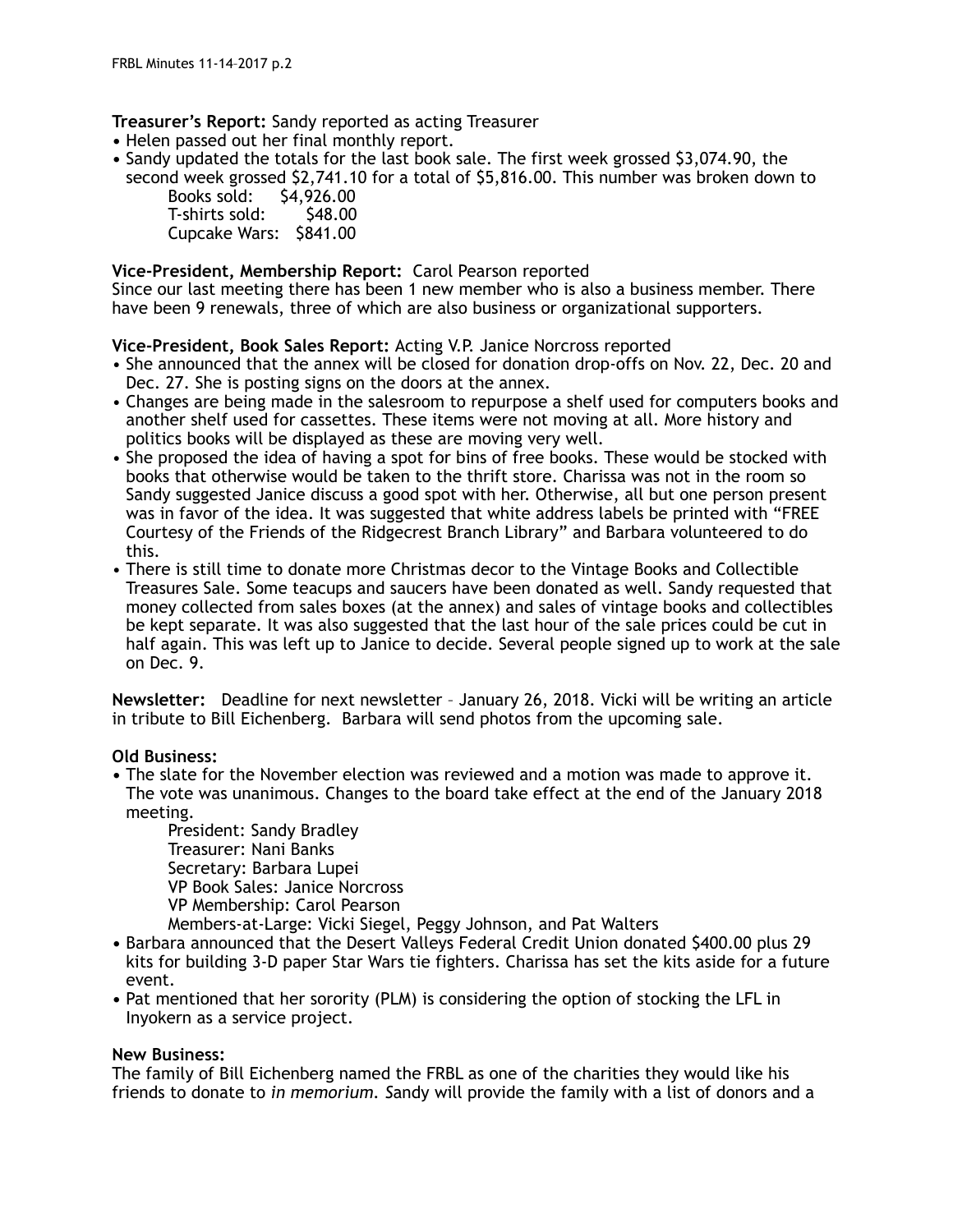**Treasurer's Report:** Sandy reported as acting Treasurer

- Helen passed out her final monthly report.
- Sandy updated the totals for the last book sale. The first week grossed $3,074.90, the second week grossed $2,741.10 for a total of $5,816.00. This number was broken down to

  Books sold: $4,926.00
  T-shirts sold: $48.00
  Cupcake Wars: $841.00

**Vice-President, Membership Report:** Carol Pearson reported

Since our last meeting there has been 1 new member who is also a business member. There have been 9 renewals, three of which are also business or organizational supporters.

**Vice-President, Book Sales Report:** Acting V.P. Janice Norcross reported

- She announced that the annex will be closed for donation drop-offs on Nov. 22, Dec. 20 and Dec. 27. She is posting signs on the doors at the annex.
- Changes are being made in the salesroom to repurpose a shelf used for computers books and another shelf used for cassettes. These items were not moving at all. More history and politics books will be displayed as these are moving very well.
- She proposed the idea of having a spot for bins of free books. These would be stocked with books that otherwise would be taken to the thrift store. Charissa was not in the room so Sandy suggested Janice discuss a good spot with her. Otherwise, all but one person present was in favor of the idea. It was suggested that white address labels be printed with "FREE Courtesy of the Friends of the Ridgecrest Branch Library" and Barbara volunteered to do this.
- There is still time to donate more Christmas decor to the Vintage Books and Collectible Treasures Sale. Some teacups and saucers have been donated as well. Sandy requested that money collected from sales boxes (at the annex) and sales of vintage books and collectibles be kept separate. It was also suggested that the last hour of the sale prices could be cut in half again. This was left up to Janice to decide. Several people signed up to work at the sale on Dec. 9.

**Newsletter:** Deadline for next newsletter – January 26, 2018. Vicki will be writing an article in tribute to Bill Eichenberg. Barbara will send photos from the upcoming sale.

**Old Business:**

- The slate for the November election was reviewed and a motion was made to approve it. The vote was unanimous. Changes to the board take effect at the end of the January 2018 meeting.

  President: Sandy Bradley
  Treasurer: Nani Banks
  Secretary: Barbara Lupei
  VP Book Sales: Janice Norcross
  VP Membership: Carol Pearson
  Members-at-Large: Vicki Siegel, Peggy Johnson, and Pat Walters

- Barbara announced that the Desert Valleys Federal Credit Union donated $400.00 plus 29 kits for building 3-D paper Star Wars tie fighters. Charissa has set the kits aside for a future event.
- Pat mentioned that her sorority (PLM) is considering the option of stocking the LFL in Inyokern as a service project.

**New Business:**

The family of Bill Eichenberg named the FRBL as one of the charities they would like his friends to donate to *in memorium.* Sandy will provide the family with a list of donors and a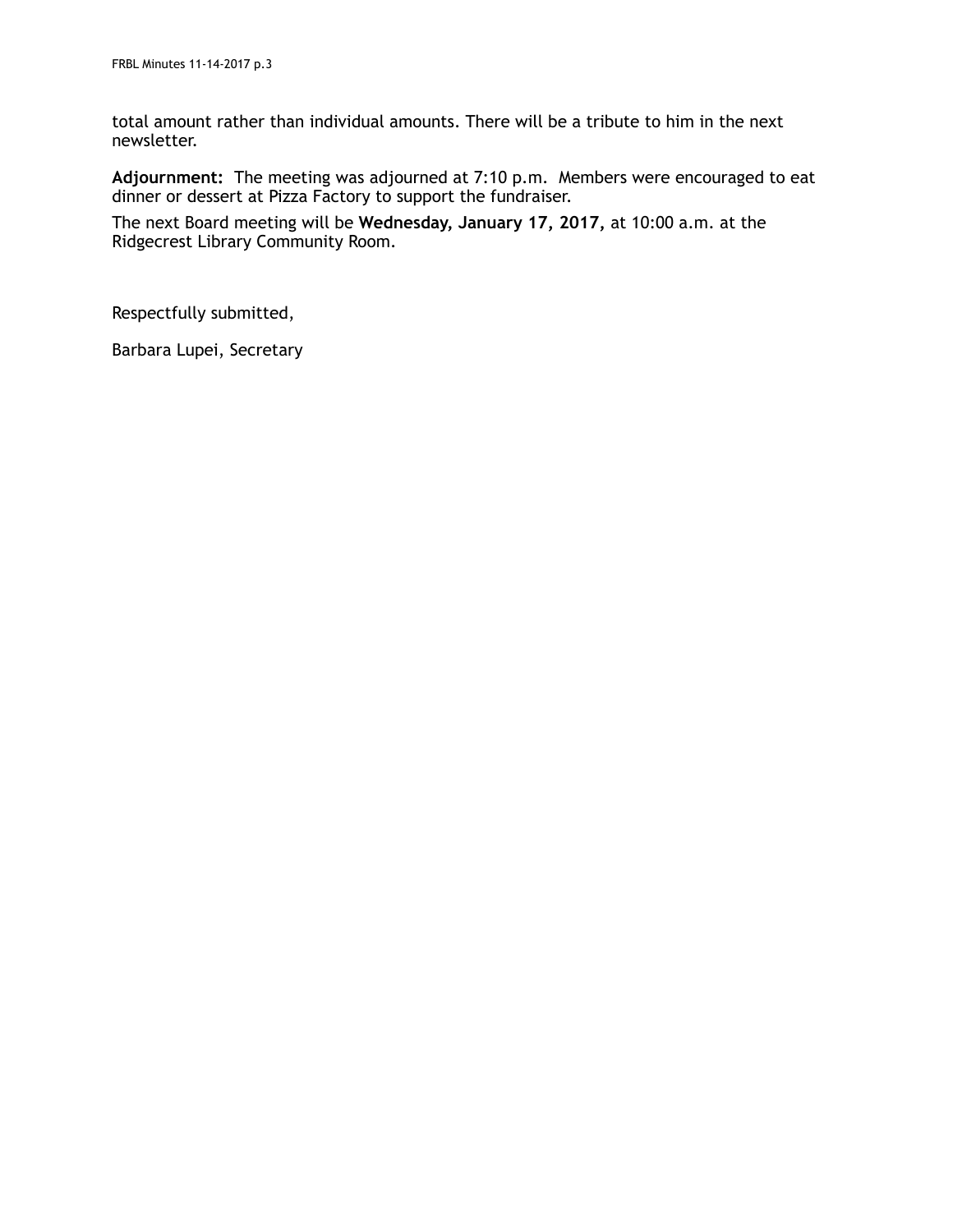total amount rather than individual amounts. There will be a tribute to him in the next newsletter.

**Adjournment:** The meeting was adjourned at 7:10 p.m. Members were encouraged to eat dinner or dessert at Pizza Factory to support the fundraiser.

The next Board meeting will be **Wednesday, January 17, 2017,** at 10:00 a.m. at the Ridgecrest Library Community Room.

Respectfully submitted,

Barbara Lupei, Secretary